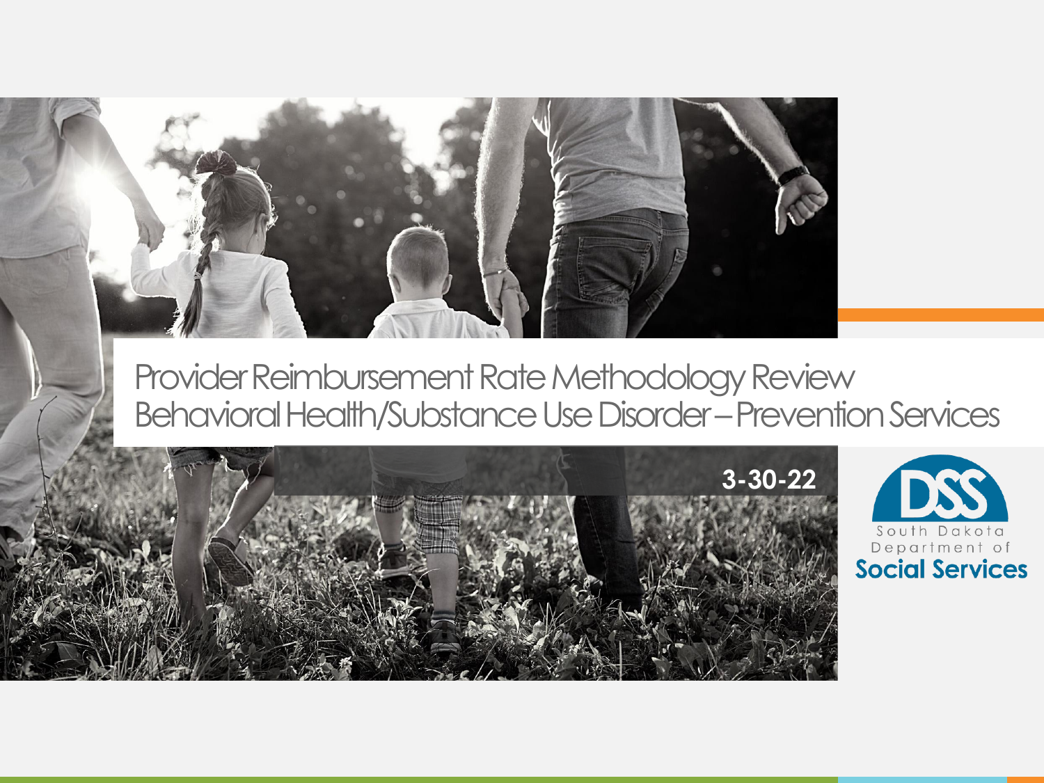# Provider Reimbursement Rate Methodology Review
## Behavioral Health/Substance Use Disorder – Prevention Services

3-30-22

DSS
South Dakota
Department of
Social Services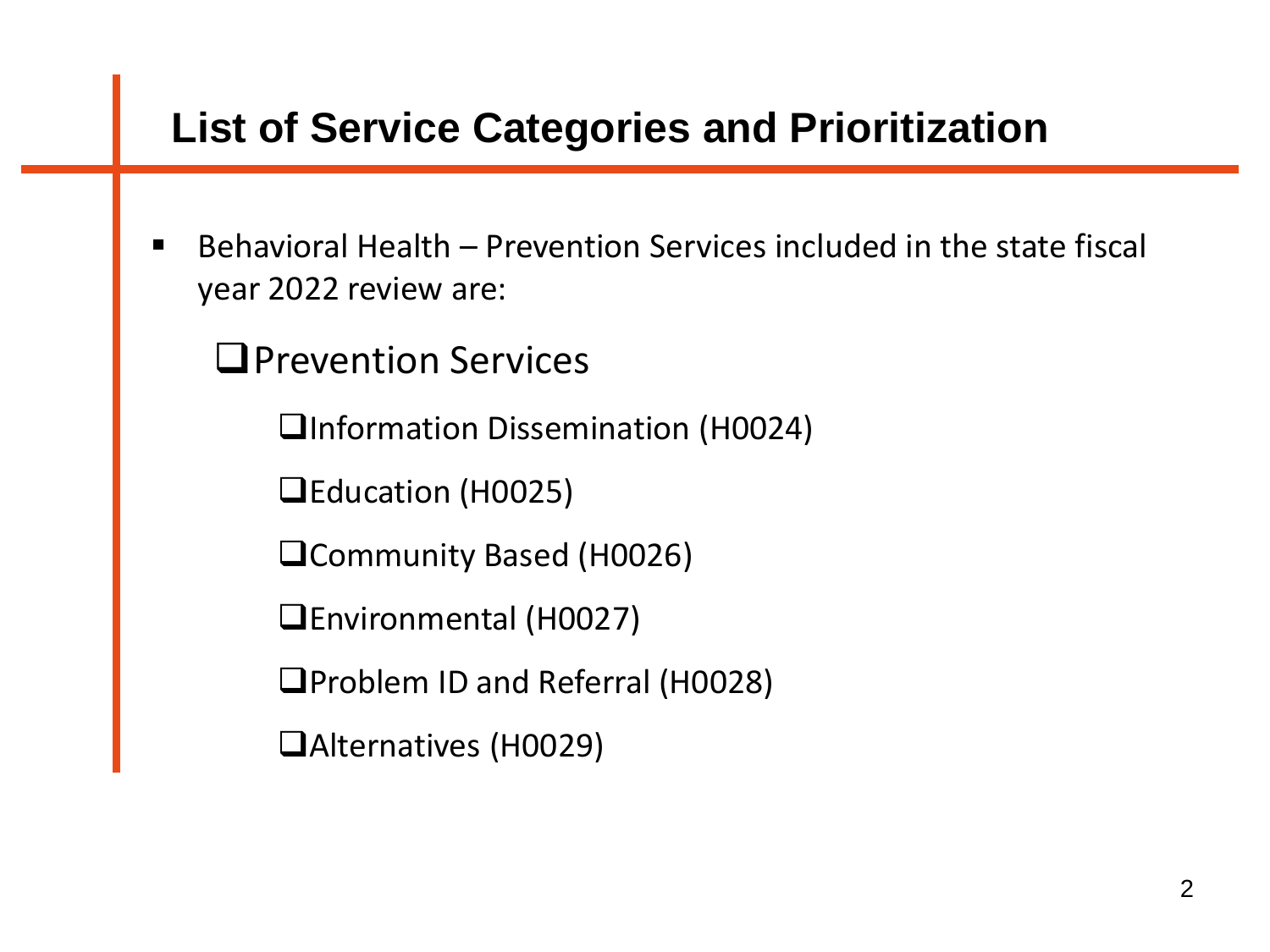## List of Service Categories and Prioritization

- Behavioral Health – Prevention Services included in the state fiscal year 2022 review are:
  - ❑ Prevention Services
    - ❑ Information Dissemination (H0024)
    - ❑ Education (H0025)
    - ❑ Community Based (H0026)
    - ❑ Environmental (H0027)
    - ❑ Problem ID and Referral (H0028)
    - ❑ Alternatives (H0029)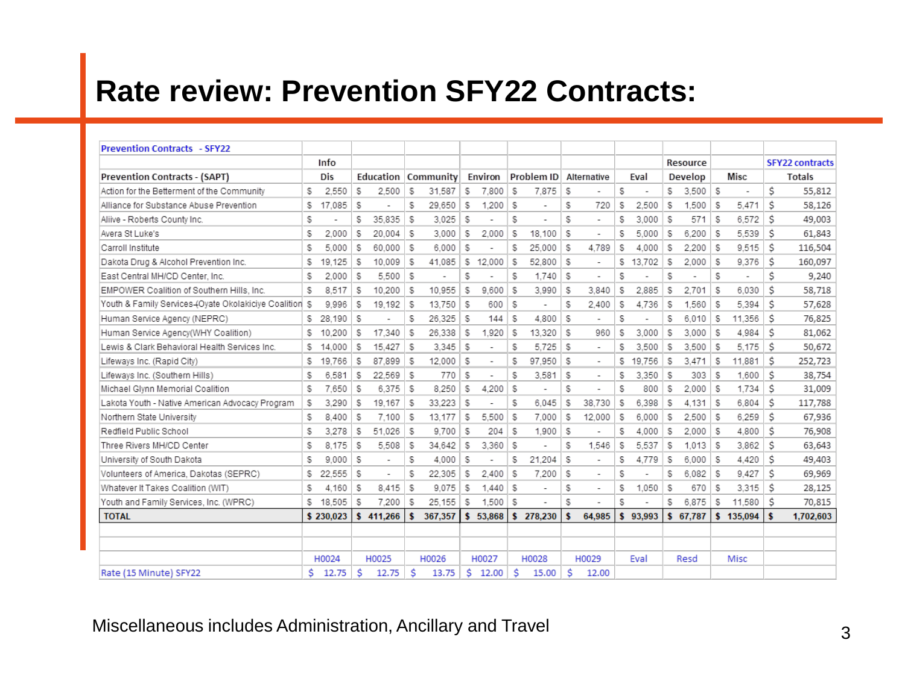# Rate review: Prevention SFY22 Contracts:

| Prevention Contracts - SFY22 | | | | | | | | | | |
|---|---|---|---|---|---|---|---|---|---|---|
| | Info | | | | | | | Resource | | SFY22 contracts |
| Prevention Contracts - (SAPT) | Dis | Education | Community | Environ | Problem ID | Alternative | Eval | Develop | Misc | Totals |
| Action for the Betterment of the Community | $ 2,550 | $ 2,500 | $ 31,587 | $ 7,800 | $ 7,875 | $ - | $ - | $ 3,500 | $ - | $ 55,812 |
| Alliance for Substance Abuse Prevention | $ 17,085 | $ - | $ 29,650 | $ 1,200 | $ - | $ 720 | $ 2,500 | $ 1,500 | $ 5,471 | $ 58,126 |
| Aliive - Roberts County Inc. | $ - | $ 35,835 | $ 3,025 | $ - | $ - | $ - | $ 3,000 | $ 571 | $ 6,572 | $ 49,003 |
| Avera St Luke's | $ 2,000 | $ 20,004 | $ 3,000 | $ 2,000 | $ 18,100 | $ - | $ 5,000 | $ 6,200 | $ 5,539 | $ 61,843 |
| Carroll Institute | $ 5,000 | $ 60,000 | $ 6,000 | $ - | $ 25,000 | $ 4,789 | $ 4,000 | $ 2,200 | $ 9,515 | $ 116,504 |
| Dakota Drug & Alcohol Prevention Inc. | $ 19,125 | $ 10,009 | $ 41,085 | $ 12,000 | $ 52,800 | $ - | $ 13,702 | $ 2,000 | $ 9,376 | $ 160,097 |
| East Central MH/CD Center, Inc. | $ 2,000 | $ 5,500 | $ - | $ - | $ 1,740 | $ - | $ - | $ - | $ - | $ 9,240 |
| EMPOWER Coalition of Southern Hills, Inc. | $ 8,517 | $ 10,200 | $ 10,955 | $ 9,600 | $ 3,990 | $ 3,840 | $ 2,885 | $ 2,701 | $ 6,030 | $ 58,718 |
| Youth & Family Services-(Oyate Okolakiciye Coalition | $ 9,996 | $ 19,192 | $ 13,750 | $ 600 | $ - | $ 2,400 | $ 4,736 | $ 1,560 | $ 5,394 | $ 57,628 |
| Human Service Agency (NEPRC) | $ 28,190 | $ - | $ 26,325 | $ 144 | $ 4,800 | $ - | $ - | $ 6,010 | $ 11,356 | $ 76,825 |
| Human Service Agency(WHY Coalition) | $ 10,200 | $ 17,340 | $ 26,338 | $ 1,920 | $ 13,320 | $ 960 | $ 3,000 | $ 3,000 | $ 4,984 | $ 81,062 |
| Lewis & Clark Behavioral Health Services Inc. | $ 14,000 | $ 15,427 | $ 3,345 | $ - | $ 5,725 | $ - | $ 3,500 | $ 3,500 | $ 5,175 | $ 50,672 |
| Lifeways Inc. (Rapid City) | $ 19,766 | $ 87,899 | $ 12,000 | $ - | $ 97,950 | $ - | $ 19,756 | $ 3,471 | $ 11,881 | $ 252,723 |
| Lifeways Inc. (Southern Hills) | $ 6,581 | $ 22,569 | $ 770 | $ - | $ 3,581 | $ - | $ 3,350 | $ 303 | $ 1,600 | $ 38,754 |
| Michael Glynn Memorial Coalition | $ 7,650 | $ 6,375 | $ 8,250 | $ 4,200 | $ - | $ - | $ 800 | $ 2,000 | $ 1,734 | $ 31,009 |
| Lakota Youth - Native American Advocacy Program | $ 3,290 | $ 19,167 | $ 33,223 | $ - | $ 6,045 | $ 38,730 | $ 6,398 | $ 4,131 | $ 6,804 | $ 117,788 |
| Northern State University | $ 8,400 | $ 7,100 | $ 13,177 | $ 5,500 | $ 7,000 | $ 12,000 | $ 6,000 | $ 2,500 | $ 6,259 | $ 67,936 |
| Redfield Public School | $ 3,278 | $ 51,026 | $ 9,700 | $ 204 | $ 1,900 | $ - | $ 4,000 | $ 2,000 | $ 4,800 | $ 76,908 |
| Three Rivers MH/CD Center | $ 8,175 | $ 5,508 | $ 34,642 | $ 3,360 | $ - | $ 1,546 | $ 5,537 | $ 1,013 | $ 3,862 | $ 63,643 |
| University of South Dakota | $ 9,000 | $ - | $ 4,000 | $ - | $ 21,204 | $ - | $ 4,779 | $ 6,000 | $ 4,420 | $ 49,403 |
| Volunteers of America, Dakotas (SEPRC) | $ 22,555 | $ - | $ 22,305 | $ 2,400 | $ 7,200 | $ - | $ - | $ 6,082 | $ 9,427 | $ 69,969 |
| Whatever It Takes Coalition (WIT) | $ 4,160 | $ 8,415 | $ 9,075 | $ 1,440 | $ - | $ - | $ 1,050 | $ 670 | $ 3,315 | $ 28,125 |
| Youth and Family Services, Inc. (WPRC) | $ 18,505 | $ 7,200 | $ 25,155 | $ 1,500 | $ - | $ - | $ - | $ 6,875 | $ 11,580 | $ 70,815 |
| **TOTAL** | **$ 230,023** | **$ 411,266** | **$ 367,357** | **$ 53,868** | **$ 278,230** | **$ 64,985** | **$ 93,993** | **$ 67,787** | **$ 135,094** | **$ 1,702,603** |
| | | | | | | | | | | |
| | | | | | | | | | | |
| | H0024 | H0025 | H0026 | H0027 | H0028 | H0029 | Eval | Resd | Misc | |
| Rate (15 Minute) SFY22 | $ 12.75 | $ 12.75 | $ 13.75 | $ 12.00 | $ 15.00 | $ 12.00 | | | | |

Miscellaneous includes Administration, Ancillary and Travel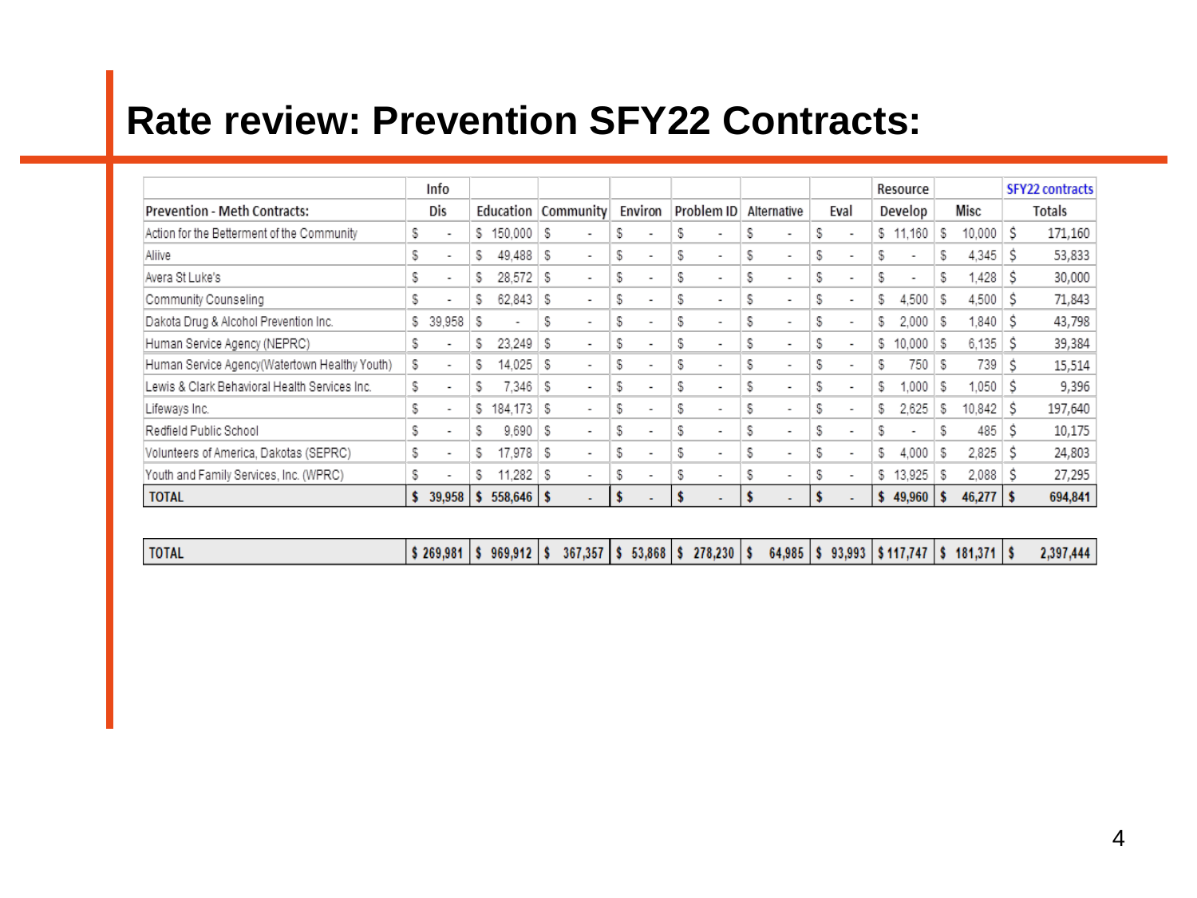# Rate review: Prevention SFY22 Contracts:

| | Info | | | | | | | Resource | | SFY22 contracts |
|---|---|---|---|---|---|---|---|---|---|---|
| **Prevention - Meth Contracts:** | Dis | Education | Community | Environ | Problem ID | Alternative | Eval | Develop | Misc | Totals |
| Action for the Betterment of the Community | $ - | $ 150,000 | $ - | $ - | $ - | $ - | $ - | $ 11,160 | $ 10,000 | $ 171,160 |
| Aliive | $ - | $ 49,488 | $ - | $ - | $ - | $ - | $ - | $ - | $ 4,345 | $ 53,833 |
| Avera St Luke's | $ - | $ 28,572 | $ - | $ - | $ - | $ - | $ - | $ - | $ 1,428 | $ 30,000 |
| Community Counseling | $ - | $ 62,843 | $ - | $ - | $ - | $ - | $ - | $ 4,500 | $ 4,500 | $ 71,843 |
| Dakota Drug & Alcohol Prevention Inc. | $ 39,958 | $ - | $ - | $ - | $ - | $ - | $ - | $ 2,000 | $ 1,840 | $ 43,798 |
| Human Service Agency (NEPRC) | $ - | $ 23,249 | $ - | $ - | $ - | $ - | $ - | $ 10,000 | $ 6,135 | $ 39,384 |
| Human Service Agency(Watertown Healthy Youth) | $ - | $ 14,025 | $ - | $ - | $ - | $ - | $ - | $ 750 | $ 739 | $ 15,514 |
| Lewis & Clark Behavioral Health Services Inc. | $ - | $ 7,346 | $ - | $ - | $ - | $ - | $ - | $ 1,000 | $ 1,050 | $ 9,396 |
| Lifeways Inc. | $ - | $ 184,173 | $ - | $ - | $ - | $ - | $ - | $ 2,625 | $ 10,842 | $ 197,640 |
| Redfield Public School | $ - | $ 9,690 | $ - | $ - | $ - | $ - | $ - | $ - | $ 485 | $ 10,175 |
| Volunteers of America, Dakotas (SEPRC) | $ - | $ 17,978 | $ - | $ - | $ - | $ - | $ - | $ 4,000 | $ 2,825 | $ 24,803 |
| Youth and Family Services, Inc. (WPRC) | $ - | $ 11,282 | $ - | $ - | $ - | $ - | $ - | $ 13,925 | $ 2,088 | $ 27,295 |
| **TOTAL** | **$ 39,958** | **$ 558,646** | **$ -** | **$ -** | **$ -** | **$ -** | **$ -** | **$ 49,960** | **$ 46,277** | **$ 694,841** |

| | | | | | | | | | | |
|---|---|---|---|---|---|---|---|---|---|---|
| **TOTAL** | **$ 269,981** | **$ 969,912** | **$ 367,357** | **$ 53,868** | **$ 278,230** | **$ 64,985** | **$ 93,993** | **$ 117,747** | **$ 181,371** | **$ 2,397,444** |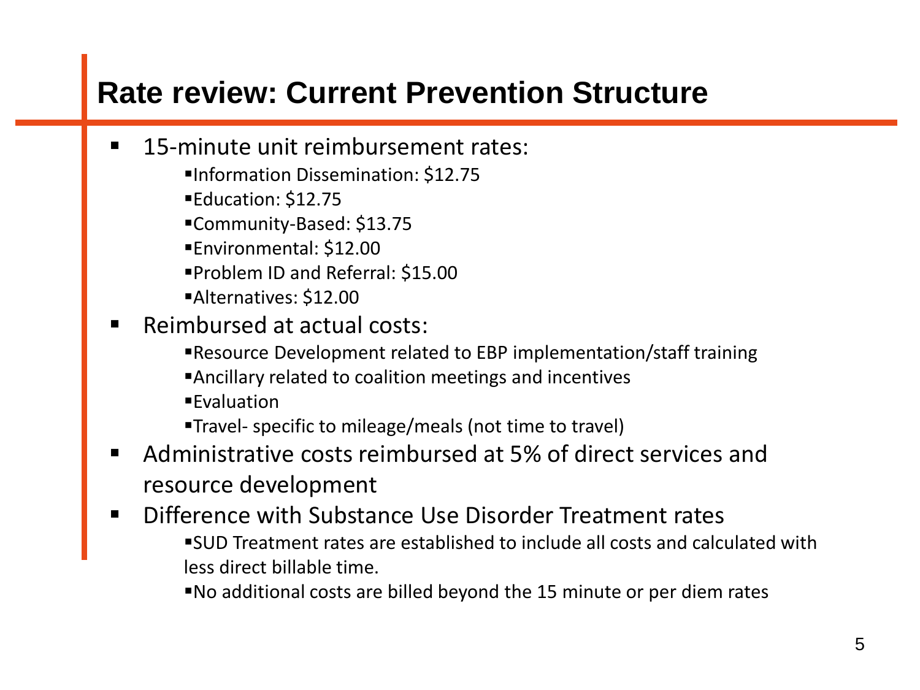# Rate review: Current Prevention Structure

- 15-minute unit reimbursement rates:
  - Information Dissemination: $12.75
  - Education: $12.75
  - Community-Based: $13.75
  - Environmental: $12.00
  - Problem ID and Referral: $15.00
  - Alternatives: $12.00
- Reimbursed at actual costs:
  - Resource Development related to EBP implementation/staff training
  - Ancillary related to coalition meetings and incentives
  - Evaluation
  - Travel- specific to mileage/meals (not time to travel)
- Administrative costs reimbursed at 5% of direct services and resource development
- Difference with Substance Use Disorder Treatment rates
  - SUD Treatment rates are established to include all costs and calculated with less direct billable time.
  - No additional costs are billed beyond the 15 minute or per diem rates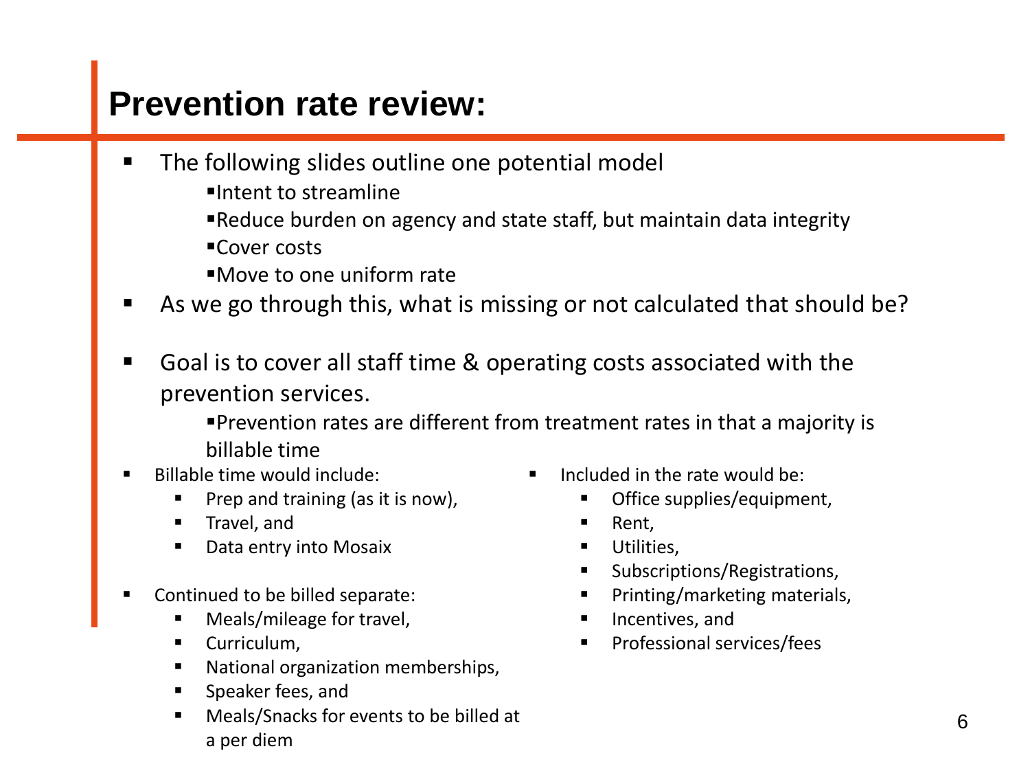# Prevention rate review:

- The following slides outline one potential model
  - Intent to streamline
  - Reduce burden on agency and state staff, but maintain data integrity
  - Cover costs
  - Move to one uniform rate
- As we go through this, what is missing or not calculated that should be?
- Goal is to cover all staff time & operating costs associated with the prevention services.
  - Prevention rates are different from treatment rates in that a majority is billable time
- Billable time would include:
  - Prep and training (as it is now),
  - Travel, and
  - Data entry into Mosaix
- Continued to be billed separate:
  - Meals/mileage for travel,
  - Curriculum,
  - National organization memberships,
  - Speaker fees, and
  - Meals/Snacks for events to be billed at a per diem
- Included in the rate would be:
  - Office supplies/equipment,
  - Rent,
  - Utilities,
  - Subscriptions/Registrations,
  - Printing/marketing materials,
  - Incentives, and
  - Professional services/fees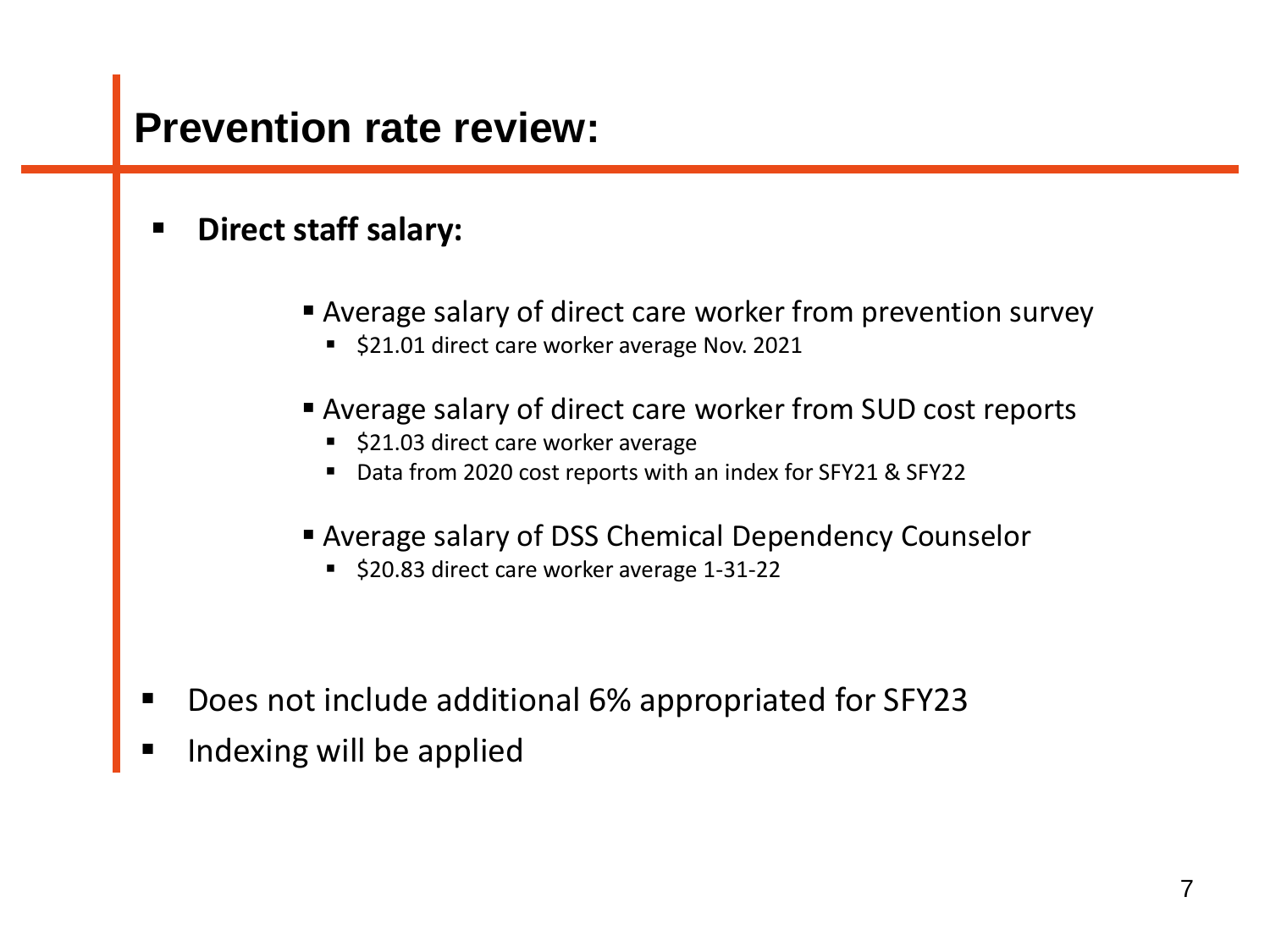# Prevention rate review:

- **Direct staff salary:**
  - Average salary of direct care worker from prevention survey
    - $21.01 direct care worker average Nov. 2021
  - Average salary of direct care worker from SUD cost reports
    - $21.03 direct care worker average
    - Data from 2020 cost reports with an index for SFY21 & SFY22
  - Average salary of DSS Chemical Dependency Counselor
    - $20.83 direct care worker average 1-31-22
- Does not include additional 6% appropriated for SFY23
- Indexing will be applied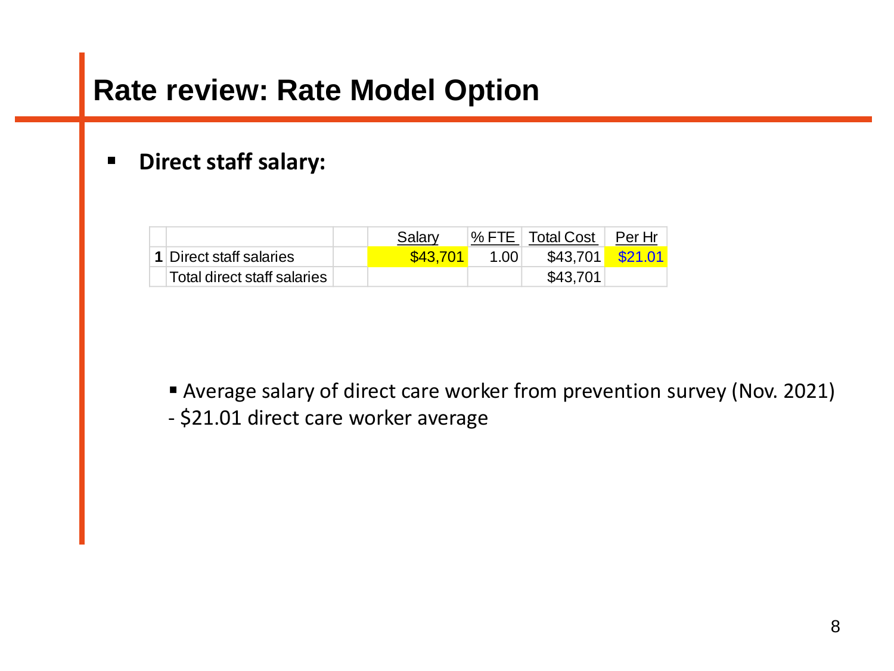# Rate review: Rate Model Option

- **Direct staff salary:**

| | | | Salary | % FTE | Total Cost | Per Hr |
|---|---|---|---|---|---|---|
| **1** | Direct staff salaries | | $43,701 | 1.00 | $43,701 | $21.01 |
| | Total direct staff salaries | | | | $43,701 | |

- Average salary of direct care worker from prevention survey (Nov. 2021)

- $21.01 direct care worker average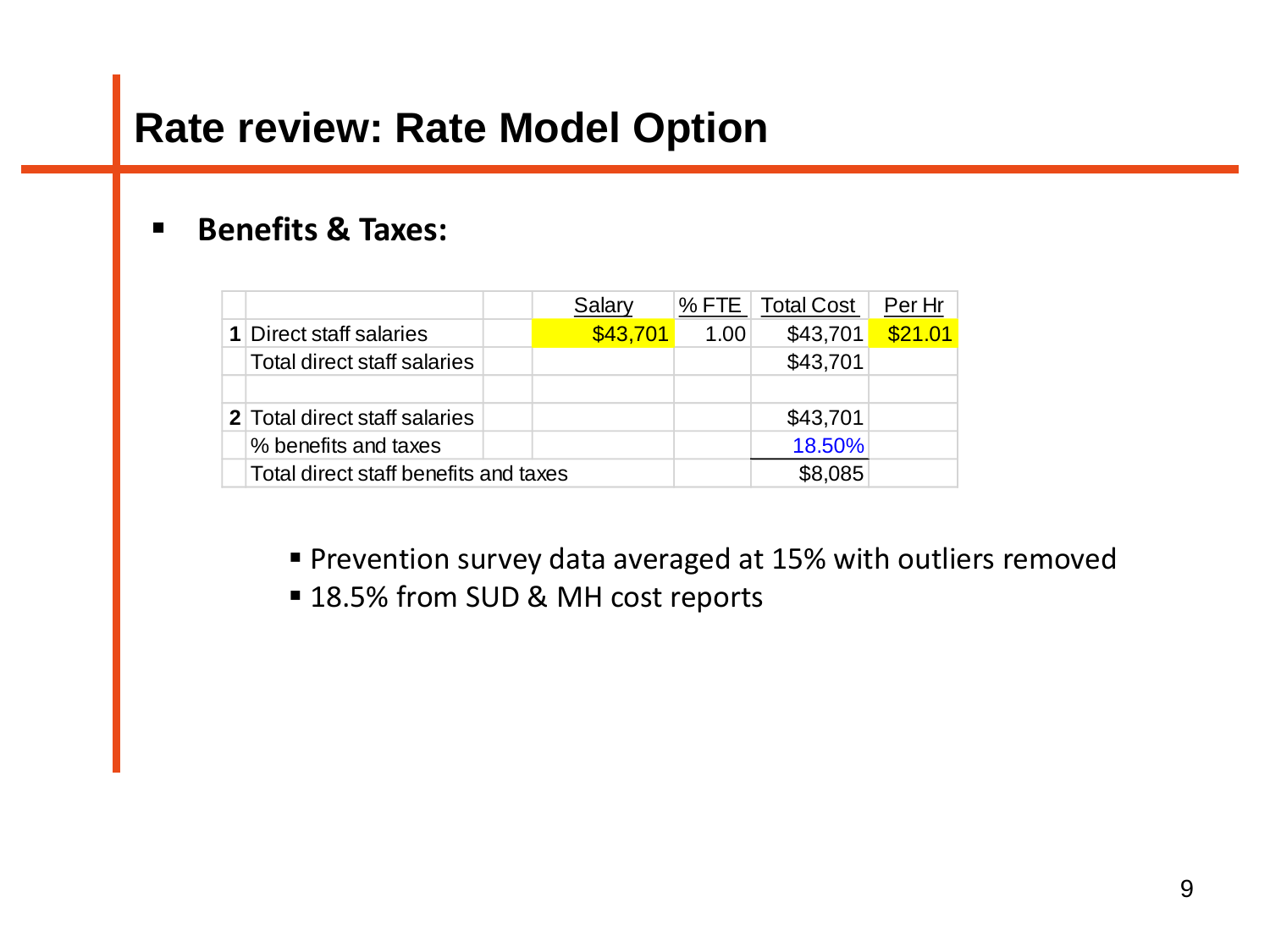# Rate review: Rate Model Option

- **Benefits & Taxes:**

| | | | Salary | % FTE | Total Cost | Per Hr |
|---|---|---|---|---|---|---|
| **1** | Direct staff salaries | | $43,701 | 1.00 | $43,701 | $21.01 |
| | Total direct staff salaries | | | | $43,701 | |
| | | | | | | |
| **2** | Total direct staff salaries | | | | $43,701 | |
| | % benefits and taxes | | | | 18.50% | |
| | Total direct staff benefits and taxes | | | | $8,085 | |

  - Prevention survey data averaged at 15% with outliers removed
  - 18.5% from SUD & MH cost reports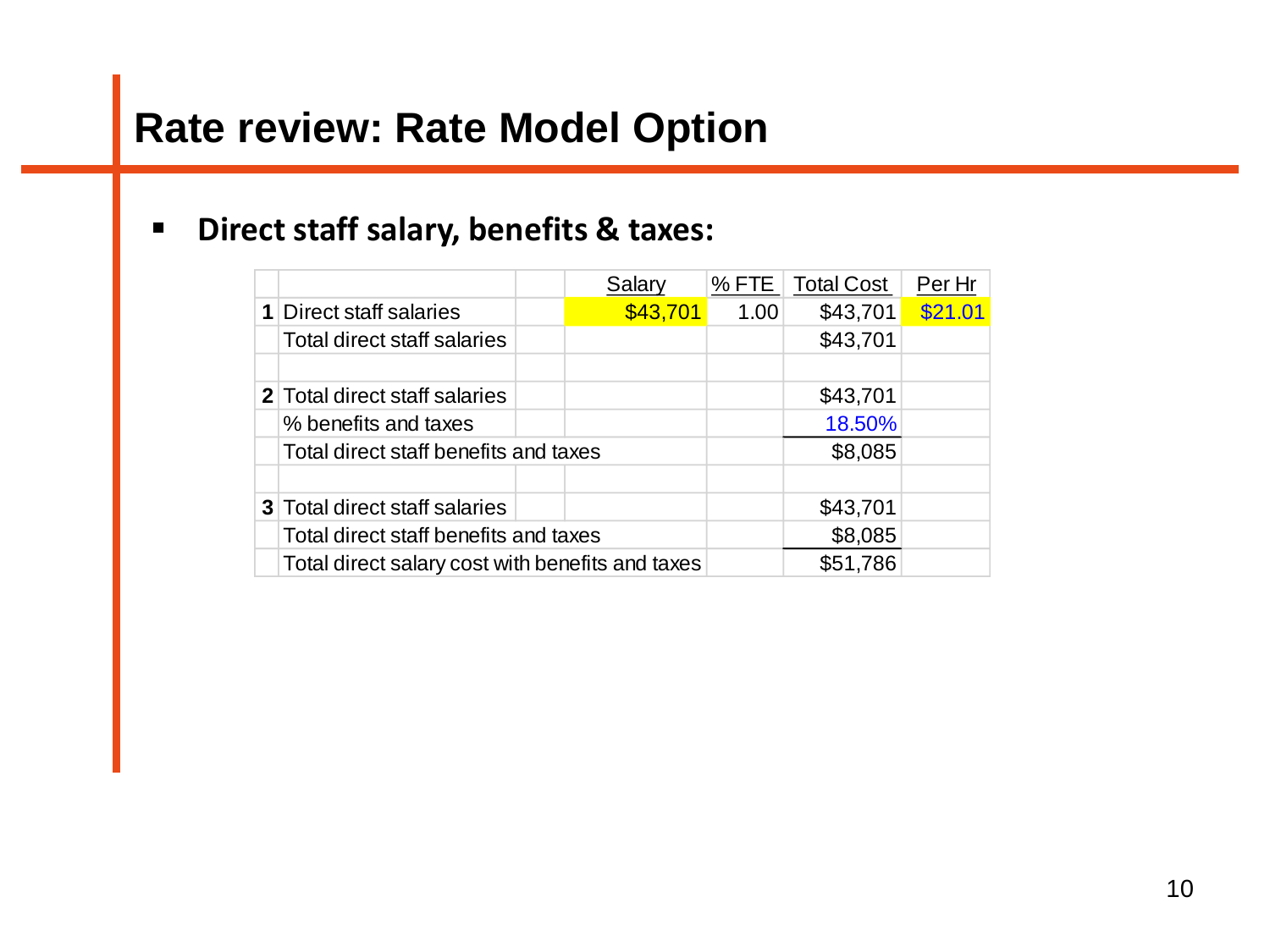# Rate review: Rate Model Option

- **Direct staff salary, benefits & taxes:**

| | | | Salary | % FTE | Total Cost | Per Hr |
|---|---|---|---|---|---|---|
| **1** | Direct staff salaries | | $43,701 | 1.00 | $43,701 | $21.01 |
| | Total direct staff salaries | | | | $43,701 | |
| | | | | | | |
| **2** | Total direct staff salaries | | | | $43,701 | |
| | % benefits and taxes | | | | 18.50% | |
| | Total direct staff benefits and taxes | | | | $8,085 | |
| | | | | | | |
| **3** | Total direct staff salaries | | | | $43,701 | |
| | Total direct staff benefits and taxes | | | | $8,085 | |
| | Total direct salary cost with benefits and taxes | | | | $51,786 | |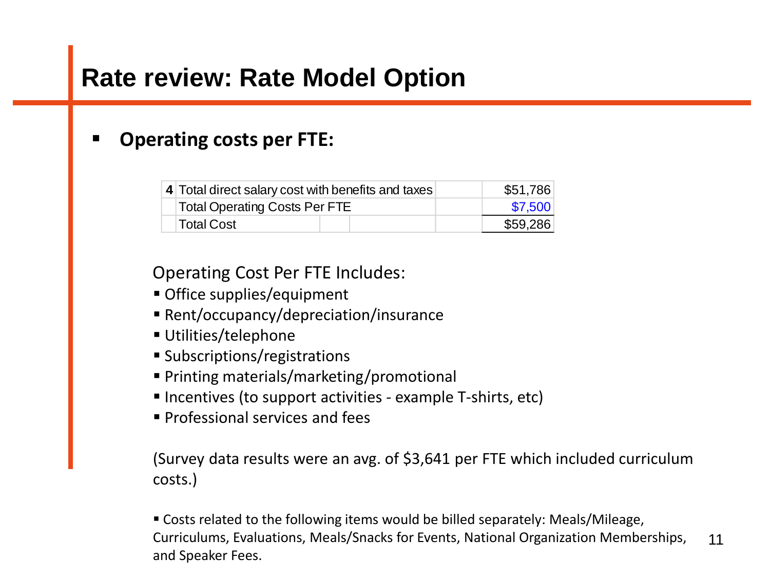# Rate review: Rate Model Option

- **Operating costs per FTE:**

| 4 | Total direct salary cost with benefits and taxes | $51,786 |
|---|---|---|
| | Total Operating Costs Per FTE | $7,500 |
| | Total Cost | $59,286 |

Operating Cost Per FTE Includes:

- Office supplies/equipment
- Rent/occupancy/depreciation/insurance
- Utilities/telephone
- Subscriptions/registrations
- Printing materials/marketing/promotional
- Incentives (to support activities - example T-shirts, etc)
- Professional services and fees

(Survey data results were an avg. of $3,641 per FTE which included curriculum costs.)

- Costs related to the following items would be billed separately: Meals/Mileage, Curriculums, Evaluations, Meals/Snacks for Events, National Organization Memberships, and Speaker Fees.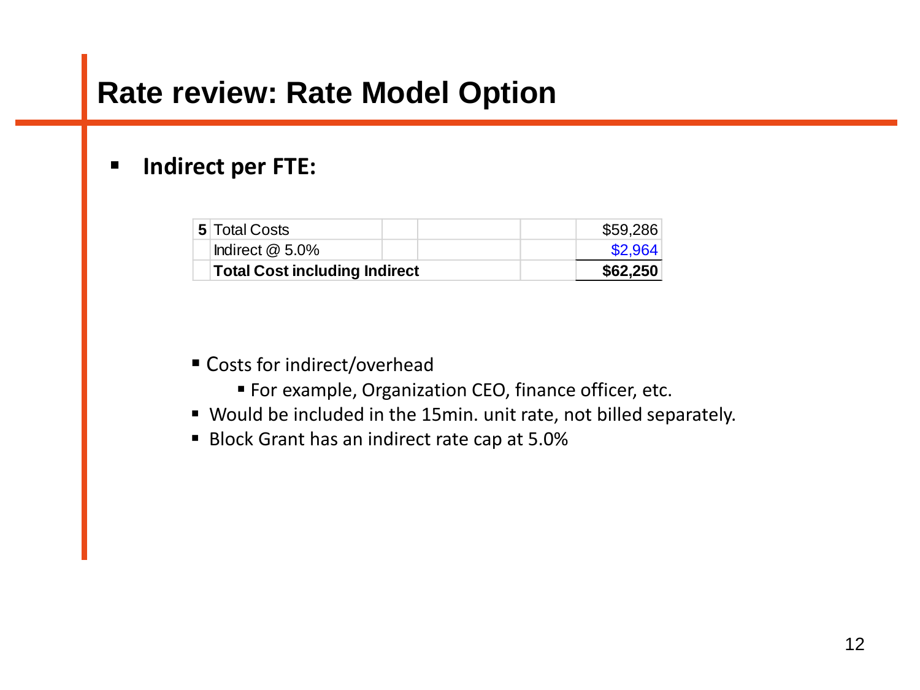# Rate review: Rate Model Option

- **Indirect per FTE:**

| 5 | Total Costs | | | | $59,286 |
|---|---|---|---|---|---|
| | Indirect @ 5.0% | | | | $2,964 |
| | **Total Cost including Indirect** | | | | **$62,250** |

- Costs for indirect/overhead
  - For example, Organization CEO, finance officer, etc.
- Would be included in the 15min. unit rate, not billed separately.
- Block Grant has an indirect rate cap at 5.0%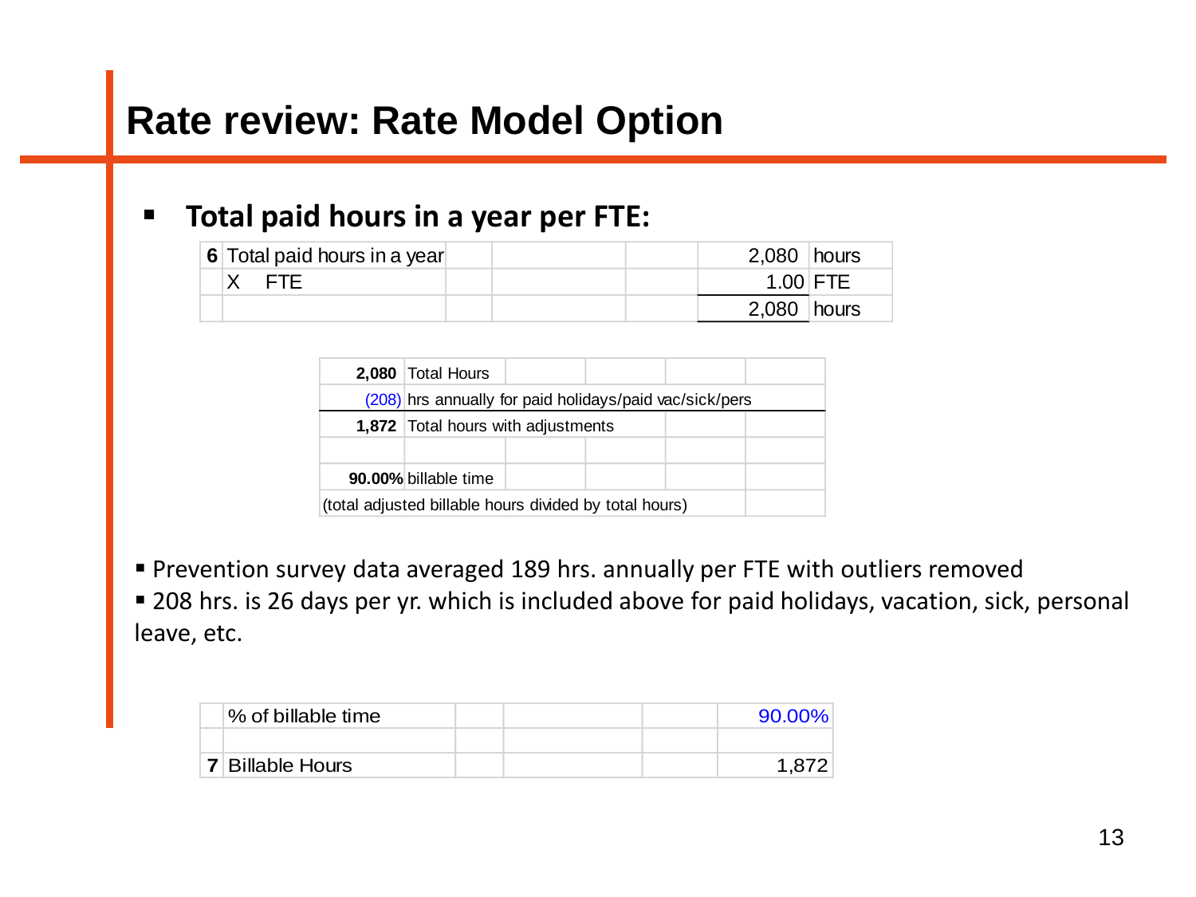# Rate review: Rate Model Option

- **Total paid hours in a year per FTE:**

| 6 | Total paid hours in a year | | | | 2,080 | hours |
|---|---|---|---|---|---|---|
| | X FTE | | | | 1.00 | FTE |
| | | | | | 2,080 | hours |

| **2,080** | Total Hours | | | | |
|---|---|---|---|---|---|
| (208) | hrs annually for paid holidays/paid vac/sick/pers | | | | |
| **1,872** | Total hours with adjustments | | | | |
| | | | | | |
| **90.00%** | billable time | | | | |
| (total adjusted billable hours divided by total hours) | | | | | |

- Prevention survey data averaged 189 hrs. annually per FTE with outliers removed
- 208 hrs. is 26 days per yr. which is included above for paid holidays, vacation, sick, personal leave, etc.

| | % of billable time | | | | 90.00% |
|---|---|---|---|---|---|
| | | | | | |
| 7 | Billable Hours | | | | 1,872 |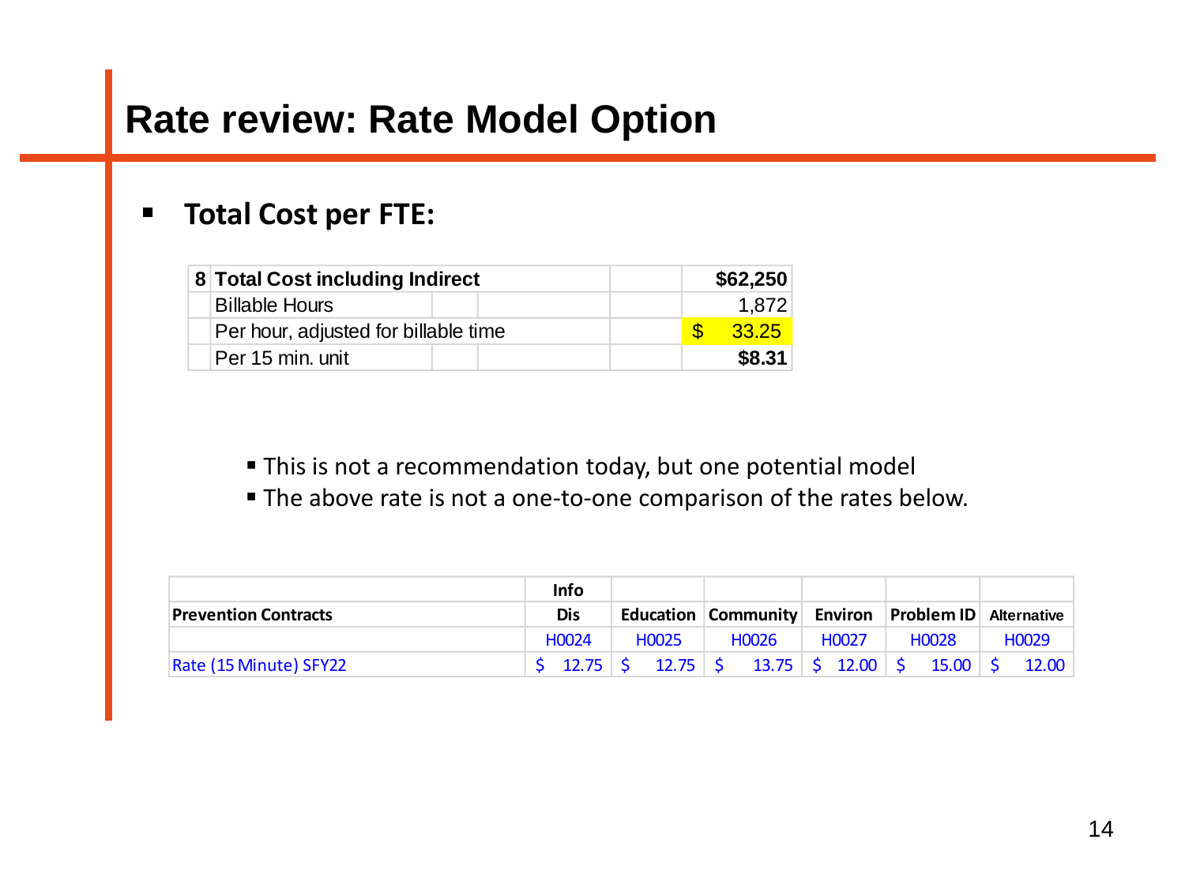# Rate review: Rate Model Option

- **Total Cost per FTE:**

| 8 | Total Cost including Indirect | $62,250 |
|---|---|---|
| | Billable Hours | 1,872 |
| | Per hour, adjusted for billable time | $ 33.25 |
| | Per 15 min. unit | $8.31 |

- This is not a recommendation today, but one potential model
- The above rate is not a one-to-one comparison of the rates below.

| Prevention Contracts | Info Dis | Education | Community | Environ | Problem ID | Alternative |
|---|---|---|---|---|---|---|
| | H0024 | H0025 | H0026 | H0027 | H0028 | H0029 |
| Rate (15 Minute) SFY22 | $ 12.75 | $ 12.75 | $ 13.75 | $ 12.00 | $ 15.00 | $ 12.00 |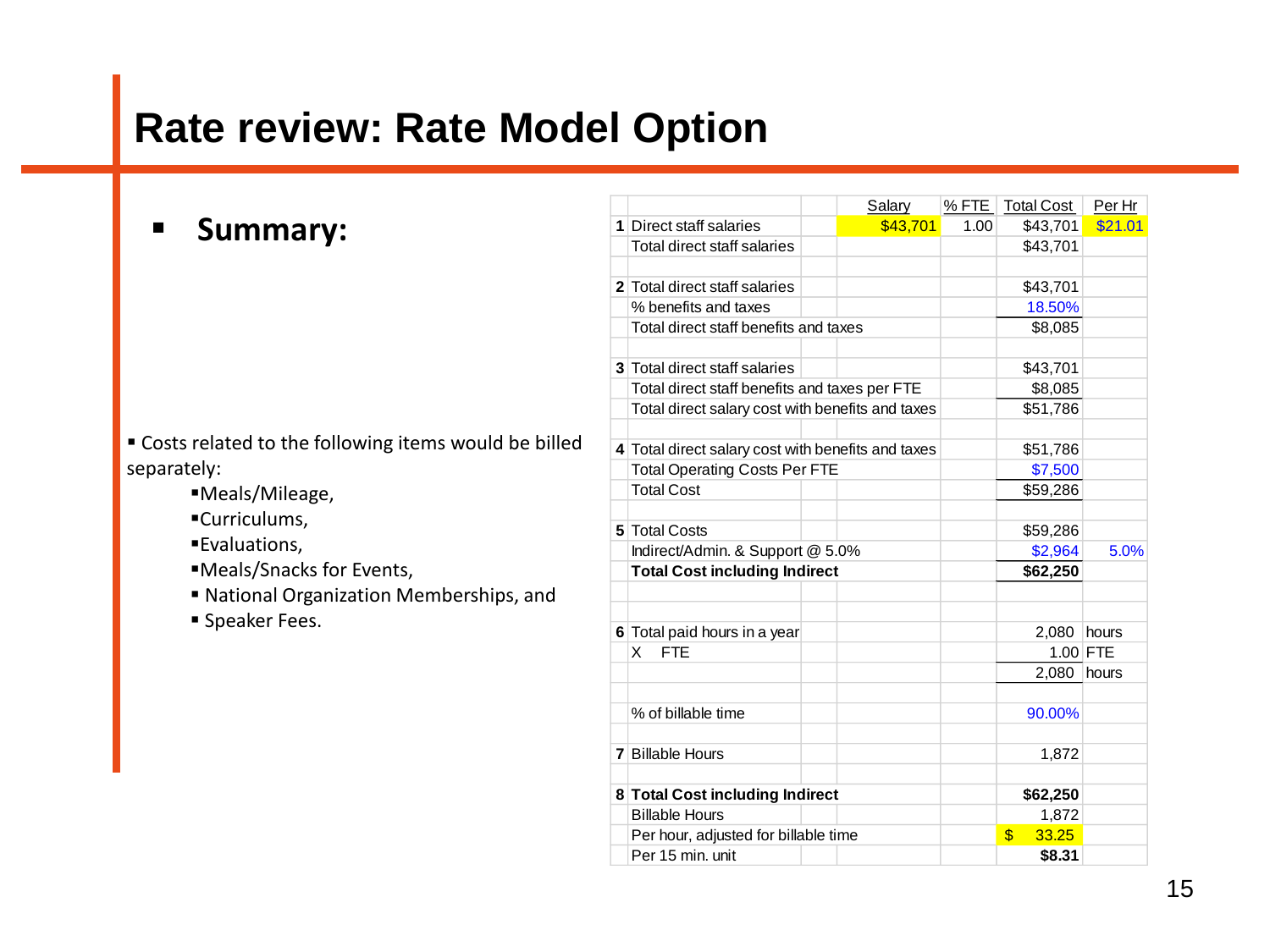# Rate review: Rate Model Option

- **Summary:**

| | | | Salary | % FTE | Total Cost | Per Hr |
|---|---|---|---|---|---|---|
| 1 | Direct staff salaries | | $43,701 | 1.00 | $43,701 | $21.01 |
| | Total direct staff salaries | | | | $43,701 | |
| | | | | | | |
| 2 | Total direct staff salaries | | | | $43,701 | |
| | % benefits and taxes | | | | 18.50% | |
| | Total direct staff benefits and taxes | | | | $8,085 | |
| | | | | | | |
| 3 | Total direct staff salaries | | | | $43,701 | |
| | Total direct staff benefits and taxes per FTE | | | | $8,085 | |
| | Total direct salary cost with benefits and taxes | | | | $51,786 | |
| | | | | | | |
| 4 | Total direct salary cost with benefits and taxes | | | | $51,786 | |
| | Total Operating Costs Per FTE | | | | $7,500 | |
| | Total Cost | | | | $59,286 | |
| | | | | | | |
| 5 | Total Costs | | | | $59,286 | |
| | Indirect/Admin. & Support @ 5.0% | | | | $2,964 | 5.0% |
| | **Total Cost including Indirect** | | | | **$62,250** | |
| | | | | | | |
| | | | | | | |
| 6 | Total paid hours in a year | | | | 2,080 | hours |
| | X FTE | | | | 1.00 | FTE |
| | | | | | 2,080 | hours |
| | | | | | | |
| | % of billable time | | | | 90.00% | |
| | | | | | | |
| 7 | Billable Hours | | | | 1,872 | |
| | | | | | | |
| 8 | **Total Cost including Indirect** | | | | **$62,250** | |
| | Billable Hours | | | | 1,872 | |
| | Per hour, adjusted for billable time | | | | $ 33.25 | |
| | Per 15 min. unit | | | | **$8.31** | |

- Costs related to the following items would be billed separately:
  - Meals/Mileage,
  - Curriculums,
  - Evaluations,
  - Meals/Snacks for Events,
  - National Organization Memberships, and
  - Speaker Fees.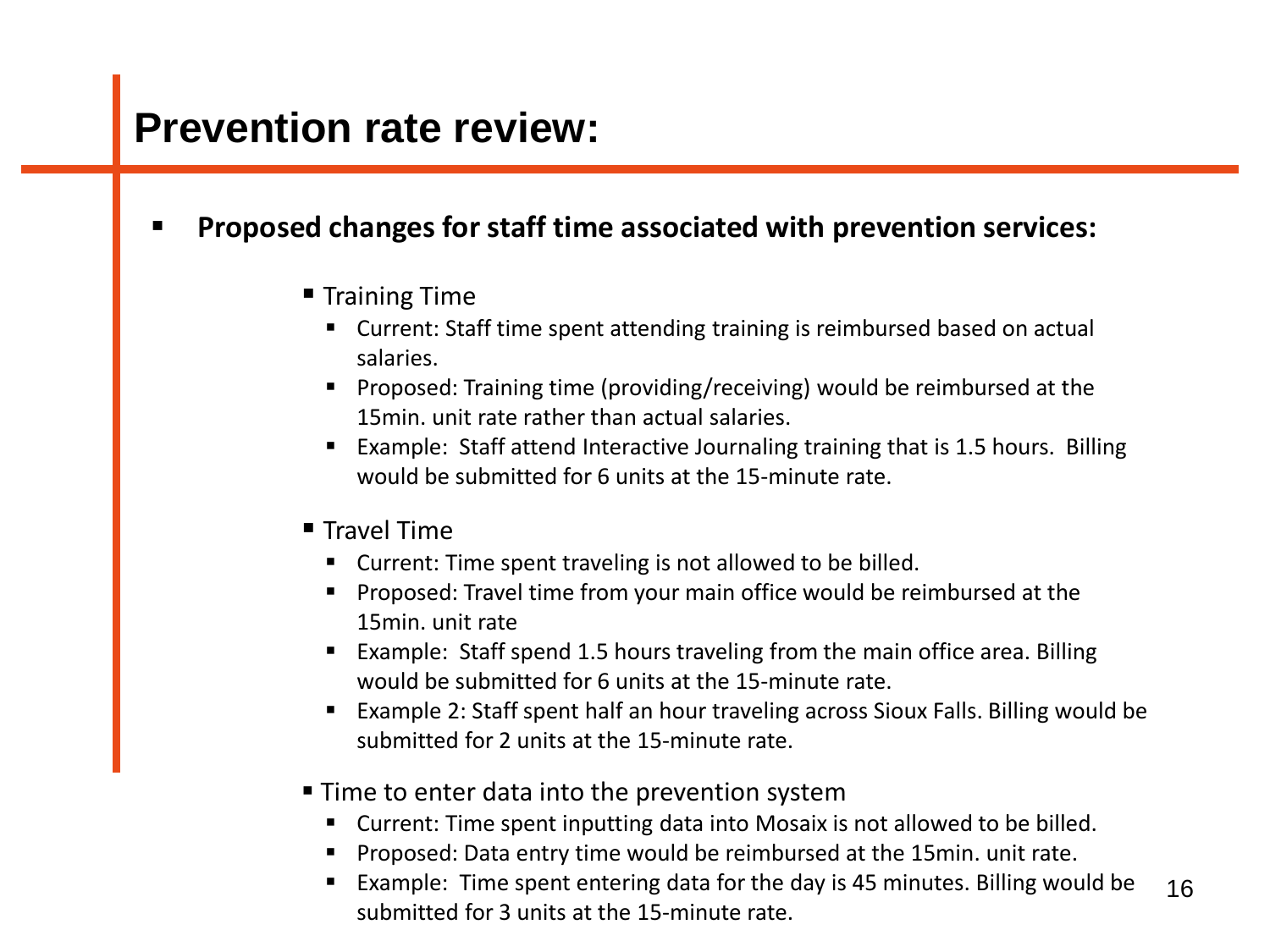# Prevention rate review:

- **Proposed changes for staff time associated with prevention services:**
  - Training Time
    - Current: Staff time spent attending training is reimbursed based on actual salaries.
    - Proposed: Training time (providing/receiving) would be reimbursed at the 15min. unit rate rather than actual salaries.
    - Example: Staff attend Interactive Journaling training that is 1.5 hours. Billing would be submitted for 6 units at the 15-minute rate.
  - Travel Time
    - Current: Time spent traveling is not allowed to be billed.
    - Proposed: Travel time from your main office would be reimbursed at the 15min. unit rate
    - Example: Staff spend 1.5 hours traveling from the main office area. Billing would be submitted for 6 units at the 15-minute rate.
    - Example 2: Staff spent half an hour traveling across Sioux Falls. Billing would be submitted for 2 units at the 15-minute rate.
  - Time to enter data into the prevention system
    - Current: Time spent inputting data into Mosaix is not allowed to be billed.
    - Proposed: Data entry time would be reimbursed at the 15min. unit rate.
    - Example: Time spent entering data for the day is 45 minutes. Billing would be submitted for 3 units at the 15-minute rate.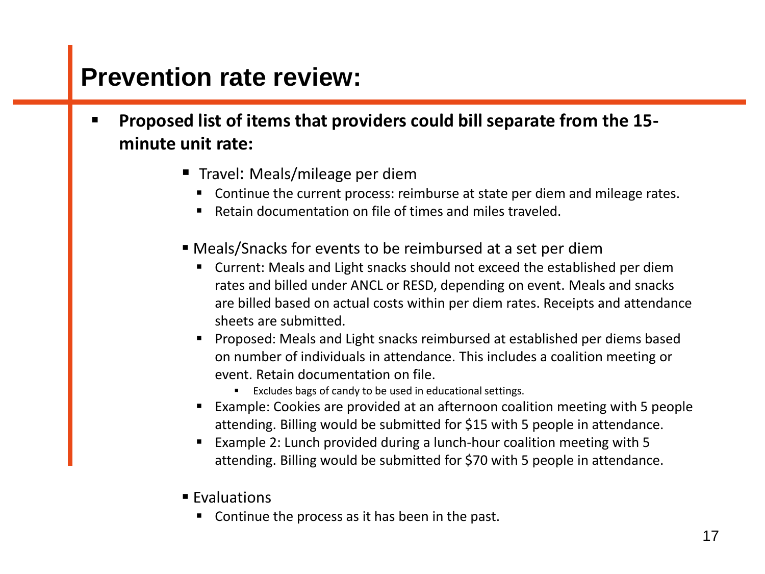# Prevention rate review:

- **Proposed list of items that providers could bill separate from the 15-minute unit rate:**
  - Travel: Meals/mileage per diem
    - Continue the current process: reimburse at state per diem and mileage rates.
    - Retain documentation on file of times and miles traveled.
  - Meals/Snacks for events to be reimbursed at a set per diem
    - Current: Meals and Light snacks should not exceed the established per diem rates and billed under ANCL or RESD, depending on event. Meals and snacks are billed based on actual costs within per diem rates. Receipts and attendance sheets are submitted.
    - Proposed: Meals and Light snacks reimbursed at established per diems based on number of individuals in attendance. This includes a coalition meeting or event. Retain documentation on file.
      - Excludes bags of candy to be used in educational settings.
    - Example: Cookies are provided at an afternoon coalition meeting with 5 people attending. Billing would be submitted for $15 with 5 people in attendance.
    - Example 2: Lunch provided during a lunch-hour coalition meeting with 5 attending. Billing would be submitted for $70 with 5 people in attendance.
  - Evaluations
    - Continue the process as it has been in the past.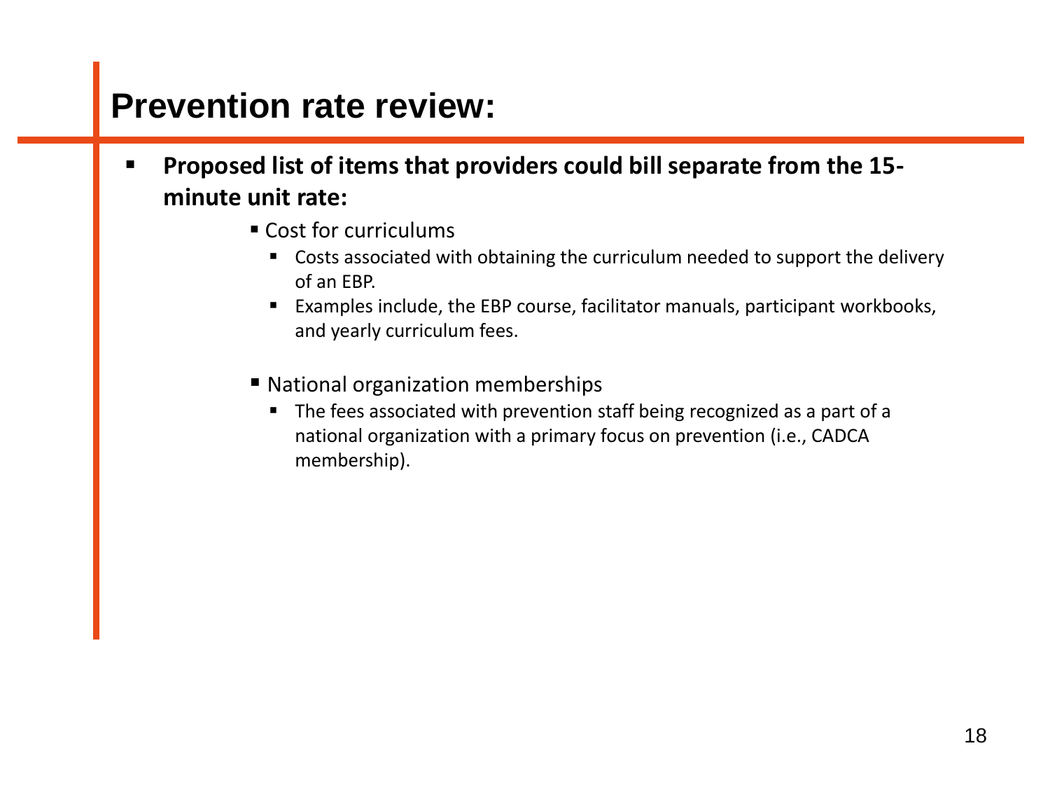# Prevention rate review:

- **Proposed list of items that providers could bill separate from the 15-minute unit rate:**
  - Cost for curriculums
    - Costs associated with obtaining the curriculum needed to support the delivery of an EBP.
    - Examples include, the EBP course, facilitator manuals, participant workbooks, and yearly curriculum fees.
  - National organization memberships
    - The fees associated with prevention staff being recognized as a part of a national organization with a primary focus on prevention (i.e., CADCA membership).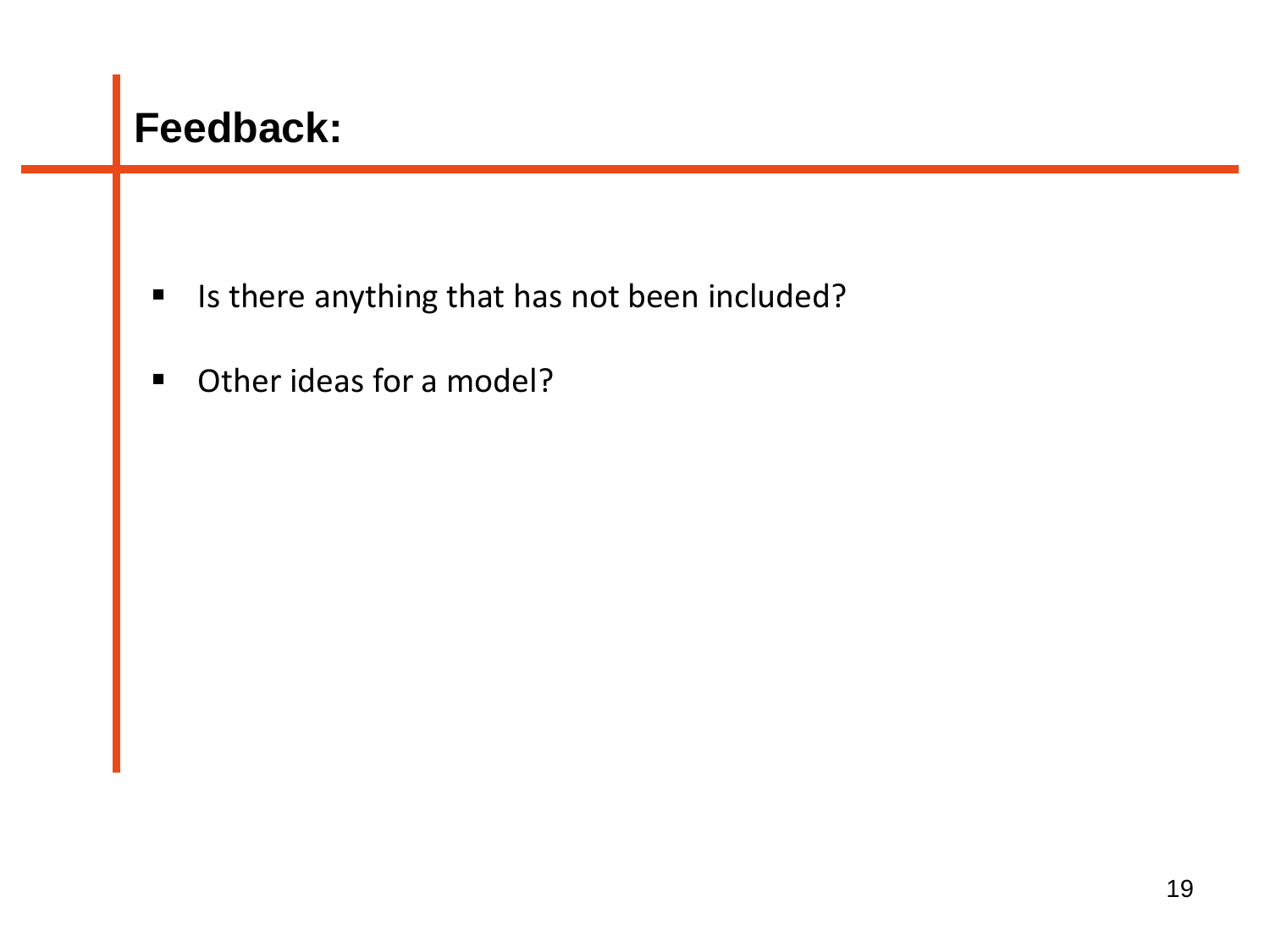# Feedback:

- Is there anything that has not been included?
- Other ideas for a model?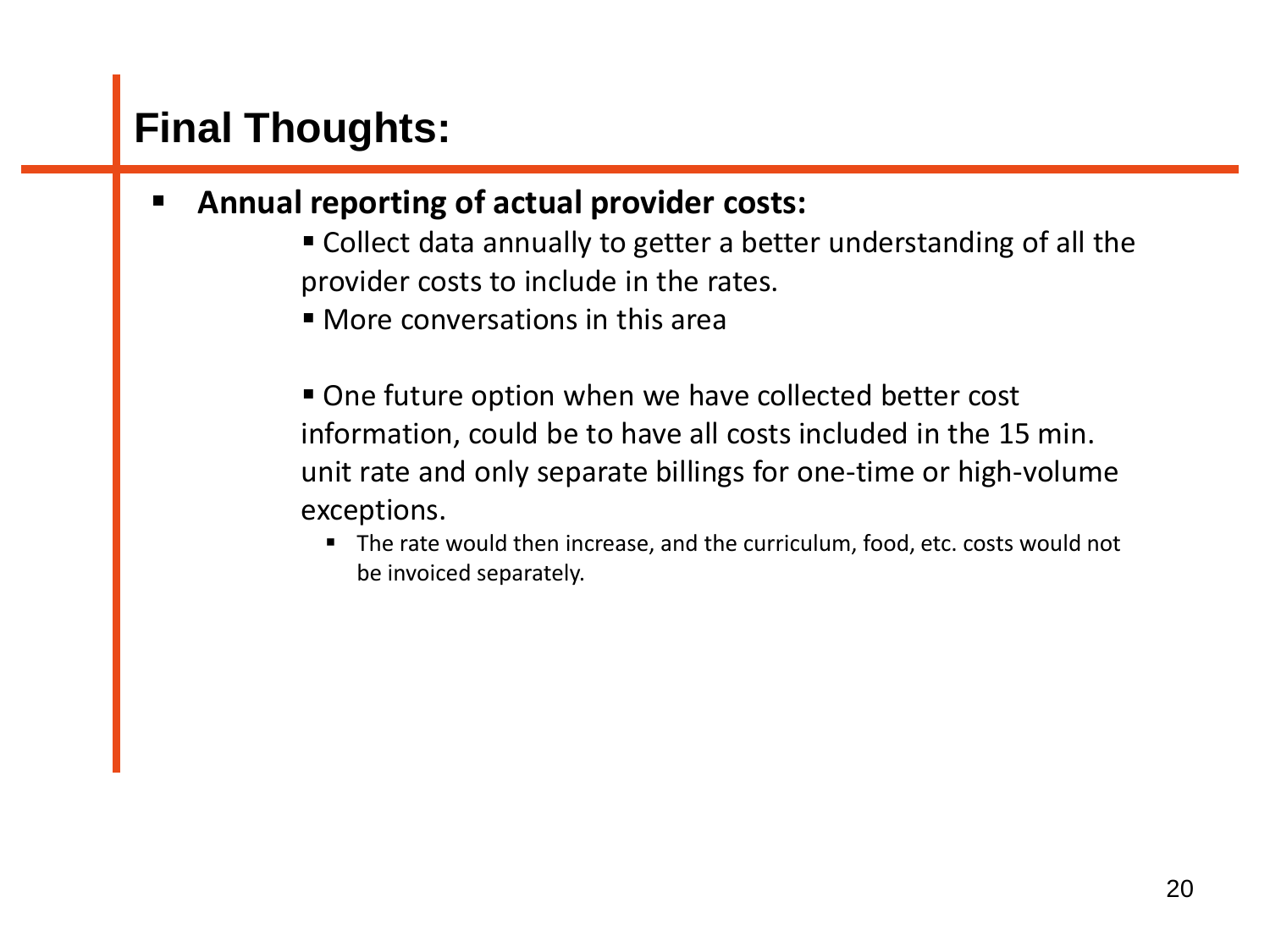# Final Thoughts:

- **Annual reporting of actual provider costs:**
  - Collect data annually to getter a better understanding of all the provider costs to include in the rates.
  - More conversations in this area

  - One future option when we have collected better cost information, could be to have all costs included in the 15 min. unit rate and only separate billings for one-time or high-volume exceptions.
    - The rate would then increase, and the curriculum, food, etc. costs would not be invoiced separately.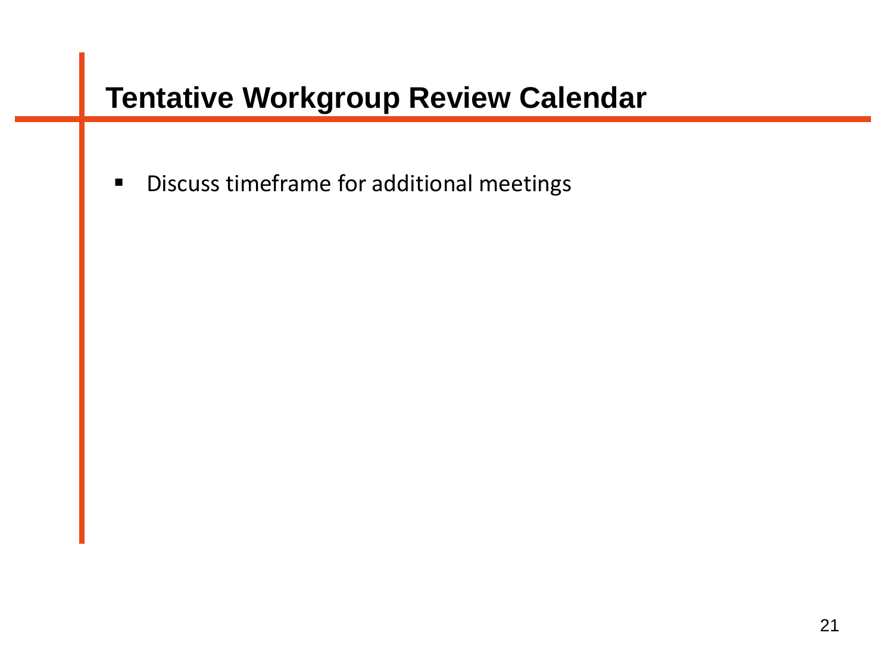# Tentative Workgroup Review Calendar

- Discuss timeframe for additional meetings